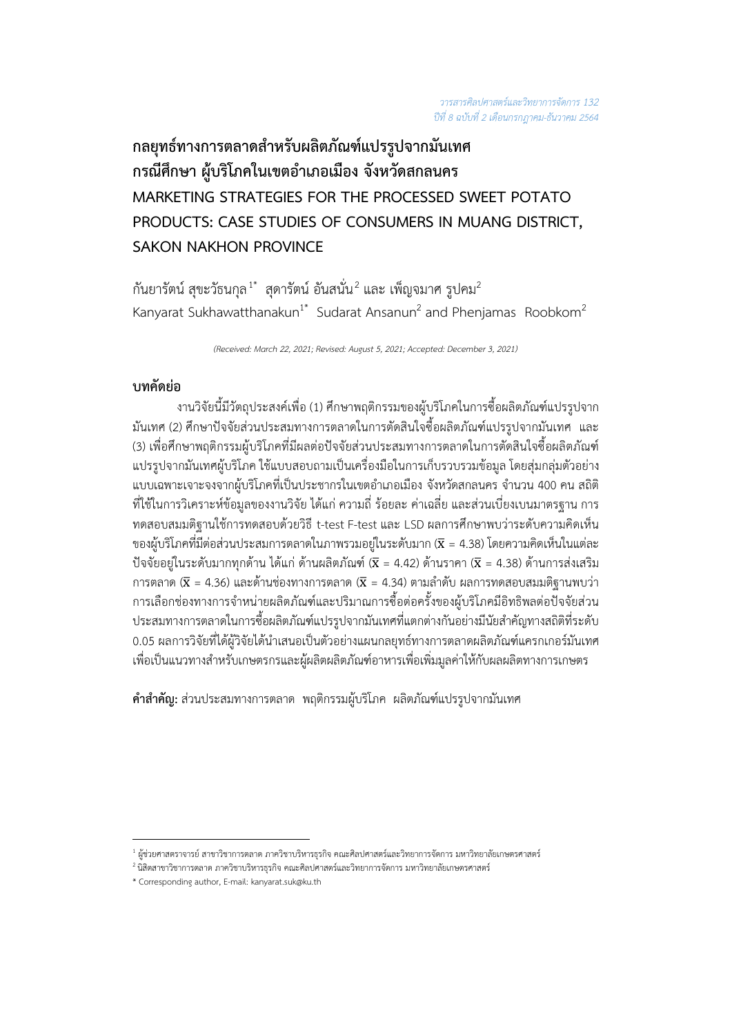# กลยุทธ์ทางการตลาดสำหรับผลิตภัณฑ์แปรรูปจากมันเทศ กรณีศึกษา ผู้บริโภคในเขตอำเภอเมือง จังหวัดสกลนคร

# MARKETING STRATEGIES FOR THE PROCESSED SWEET POTATO PRODUCTS: CASE STUDIES OF CONSUMERS IN MUANG DISTRICT, SAKON NAKHON PROVINCE

กันยารัตน์ สุขะวัธนกุล[1*] สุดารัตน์ อันสนั่น[2] และ เพ็ญจมาศ รูปคม[2]

Kanyarat Sukhawatthanakun[1*] Sudarat Ansanun[2] and Phenjamas Roobkom[2]

*(Received: March 22, 2021; Revised: August 5, 2021; Accepted: December 3, 2021)*

## บทคัดย่อ

งานวิจัยนี้มีวัตถุประสงค์เพื่อ (1) ศึกษาพฤติกรรมของผู้บริโภคในการซื้อผลิตภัณฑ์แปรรูปจากมันเทศ (2) ศึกษาปัจจัยส่วนประสมทางการตลาดในการตัดสินใจซื้อผลิตภัณฑ์แปรรูปจากมันเทศ และ (3) เพื่อศึกษาพฤติกรรมผู้บริโภคที่มีผลต่อปัจจัยส่วนประสมทางการตลาดในการตัดสินใจซื้อผลิตภัณฑ์แปรรูปจากมันเทศผู้บริโภค ใช้แบบสอบถามเป็นเครื่องมือในการเก็บรวบรวมข้อมูล โดยสุ่มกลุ่มตัวอย่างแบบเฉพาะเจาะจงจากผู้บริโภคที่เป็นประชากรในเขตอำเภอเมือง จังหวัดสกลนคร จำนวน 400 คน สถิติที่ใช้ในการวิเคราะห์ข้อมูลของงานวิจัย ได้แก่ ความถี่ ร้อยละ ค่าเฉลี่ย และส่วนเบี่ยงเบนมาตรฐาน การทดสอบสมมติฐานใช้การทดสอบด้วยวิธี t-test F-test และ LSD ผลการศึกษาพบว่าระดับความคิดเห็นของผู้บริโภคที่มีต่อส่วนประสมการตลาดในภาพรวมอยู่ในระดับมาก ($\overline{X}$ = 4.38) โดยความคิดเห็นในแต่ละปัจจัยอยู่ในระดับมากทุกด้าน ได้แก่ ด้านผลิตภัณฑ์ ($\overline{X}$ = 4.42) ด้านราคา ($\overline{X}$ = 4.38) ด้านการส่งเสริมการตลาด ($\overline{X}$ = 4.36) และด้านช่องทางการตลาด ($\overline{X}$ = 4.34) ตามลำดับ ผลการทดสอบสมมติฐานพบว่าการเลือกช่องทางการจำหน่ายผลิตภัณฑ์และปริมาณการซื้อต่อครั้งของผู้บริโภคมีอิทธิพลต่อปัจจัยส่วนประสมทางการตลาดในการซื้อผลิตภัณฑ์แปรรูปจากมันเทศที่แตกต่างกันอย่างมีนัยสำคัญทางสถิติที่ระดับ 0.05 ผลการวิจัยที่ได้ผู้วิจัยได้นำเสนอเป็นตัวอย่างแผนกลยุทธ์ทางการตลาดผลิตภัณฑ์แครกเกอร์มันเทศ เพื่อเป็นแนวทางสำหรับเกษตรกรและผู้ผลิตผลิตภัณฑ์อาหารเพื่อเพิ่มมูลค่าให้กับผลผลิตทางการเกษตร

**คำสำคัญ:** ส่วนประสมทางการตลาด พฤติกรรมผู้บริโภค ผลิตภัณฑ์แปรรูปจากมันเทศ

---

[1] ผู้ช่วยศาสตราจารย์ สาขาวิชาการตลาด ภาควิชาบริหารธุรกิจ คณะศิลปศาสตร์และวิทยาการจัดการ มหาวิทยาลัยเกษตรศาสตร์

[2] นิสิตสาขาวิชาการตลาด ภาควิชาบริหารธุรกิจ คณะศิลปศาสตร์และวิทยาการจัดการ มหาวิทยาลัยเกษตรศาสตร์

\* Corresponding author, E-mail: kanyarat.suk@ku.th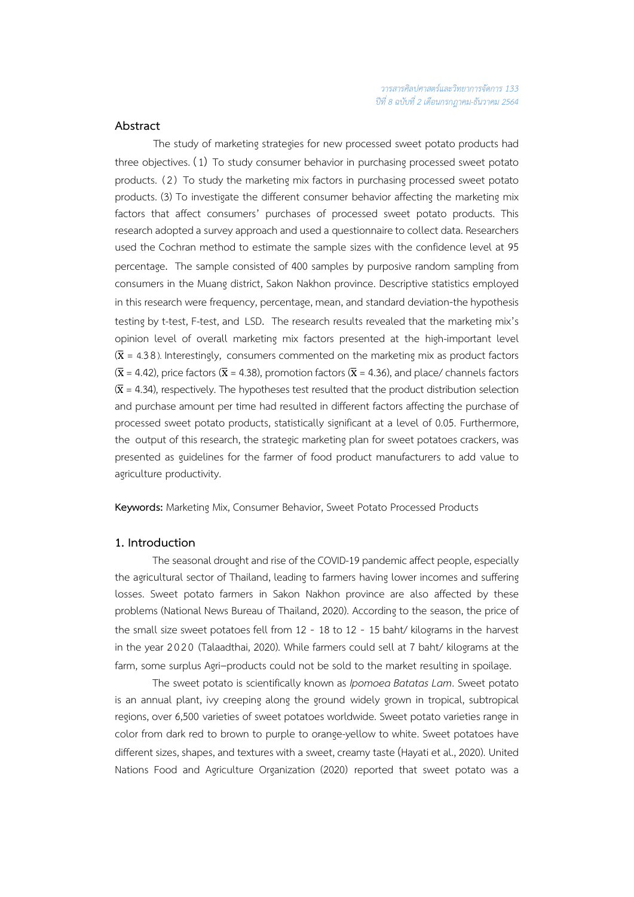## Abstract

The study of marketing strategies for new processed sweet potato products had three objectives. (1) To study consumer behavior in purchasing processed sweet potato products. (2) To study the marketing mix factors in purchasing processed sweet potato products. (3) To investigate the different consumer behavior affecting the marketing mix factors that affect consumers' purchases of processed sweet potato products. This research adopted a survey approach and used a questionnaire to collect data. Researchers used the Cochran method to estimate the sample sizes with the confidence level at 95 percentage. The sample consisted of 400 samples by purposive random sampling from consumers in the Muang district, Sakon Nakhon province. Descriptive statistics employed in this research were frequency, percentage, mean, and standard deviation-the hypothesis testing by t-test, F-test, and LSD. The research results revealed that the marketing mix's opinion level of overall marketing mix factors presented at the high-important level ($\bar{X}$ = 4.38). Interestingly, consumers commented on the marketing mix as product factors ($\bar{X}$ = 4.42), price factors ($\bar{X}$ = 4.38), promotion factors ($\bar{X}$ = 4.36), and place/ channels factors ($\bar{X}$ = 4.34), respectively. The hypotheses test resulted that the product distribution selection and purchase amount per time had resulted in different factors affecting the purchase of processed sweet potato products, statistically significant at a level of 0.05. Furthermore, the output of this research, the strategic marketing plan for sweet potatoes crackers, was presented as guidelines for the farmer of food product manufacturers to add value to agriculture productivity.

**Keywords:** Marketing Mix, Consumer Behavior, Sweet Potato Processed Products

## 1. Introduction

The seasonal drought and rise of the COVID-19 pandemic affect people, especially the agricultural sector of Thailand, leading to farmers having lower incomes and suffering losses. Sweet potato farmers in Sakon Nakhon province are also affected by these problems (National News Bureau of Thailand, 2020). According to the season, the price of the small size sweet potatoes fell from 12 - 18 to 12 - 15 baht/ kilograms in the harvest in the year 2020 (Talaadthai, 2020). While farmers could sell at 7 baht/ kilograms at the farm, some surplus Agri–products could not be sold to the market resulting in spoilage.

The sweet potato is scientifically known as *Ipomoea Batatas Lam*. Sweet potato is an annual plant, ivy creeping along the ground widely grown in tropical, subtropical regions, over 6,500 varieties of sweet potatoes worldwide. Sweet potato varieties range in color from dark red to brown to purple to orange-yellow to white. Sweet potatoes have different sizes, shapes, and textures with a sweet, creamy taste (Hayati et al., 2020). United Nations Food and Agriculture Organization (2020) reported that sweet potato was a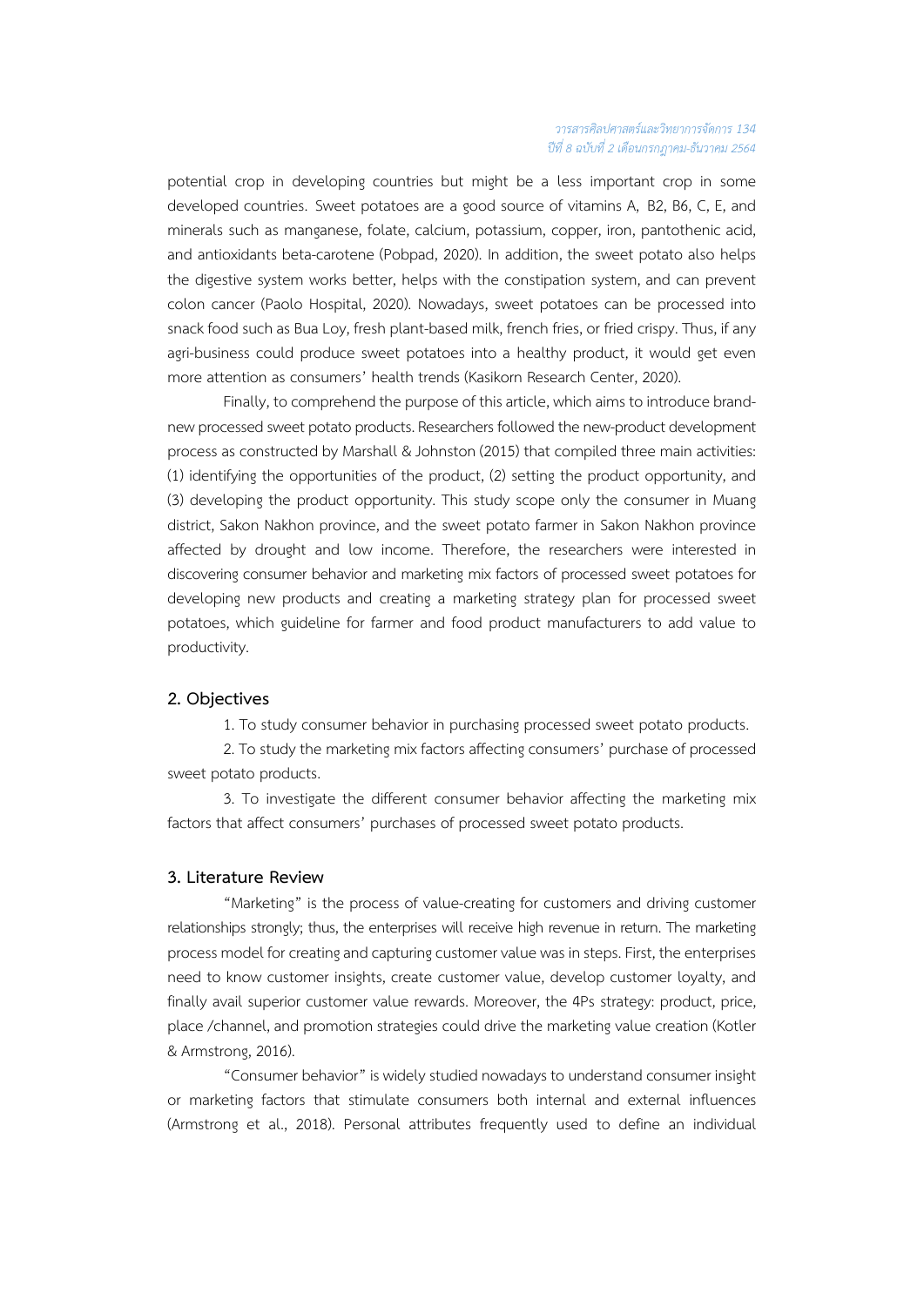potential crop in developing countries but might be a less important crop in some developed countries. Sweet potatoes are a good source of vitamins A, B2, B6, C, E, and minerals such as manganese, folate, calcium, potassium, copper, iron, pantothenic acid, and antioxidants beta-carotene (Pobpad, 2020). In addition, the sweet potato also helps the digestive system works better, helps with the constipation system, and can prevent colon cancer (Paolo Hospital, 2020). Nowadays, sweet potatoes can be processed into snack food such as Bua Loy, fresh plant-based milk, french fries, or fried crispy. Thus, if any agri-business could produce sweet potatoes into a healthy product, it would get even more attention as consumers' health trends (Kasikorn Research Center, 2020).

Finally, to comprehend the purpose of this article, which aims to introduce brand-new processed sweet potato products. Researchers followed the new-product development process as constructed by Marshall & Johnston (2015) that compiled three main activities: (1) identifying the opportunities of the product, (2) setting the product opportunity, and (3) developing the product opportunity. This study scope only the consumer in Muang district, Sakon Nakhon province, and the sweet potato farmer in Sakon Nakhon province affected by drought and low income. Therefore, the researchers were interested in discovering consumer behavior and marketing mix factors of processed sweet potatoes for developing new products and creating a marketing strategy plan for processed sweet potatoes, which guideline for farmer and food product manufacturers to add value to productivity.

## 2. Objectives

1. To study consumer behavior in purchasing processed sweet potato products.

2. To study the marketing mix factors affecting consumers' purchase of processed sweet potato products.

3. To investigate the different consumer behavior affecting the marketing mix factors that affect consumers' purchases of processed sweet potato products.

## 3. Literature Review

"Marketing" is the process of value-creating for customers and driving customer relationships strongly; thus, the enterprises will receive high revenue in return. The marketing process model for creating and capturing customer value was in steps. First, the enterprises need to know customer insights, create customer value, develop customer loyalty, and finally avail superior customer value rewards. Moreover, the 4Ps strategy: product, price, place /channel, and promotion strategies could drive the marketing value creation (Kotler & Armstrong, 2016).

"Consumer behavior" is widely studied nowadays to understand consumer insight or marketing factors that stimulate consumers both internal and external influences (Armstrong et al., 2018). Personal attributes frequently used to define an individual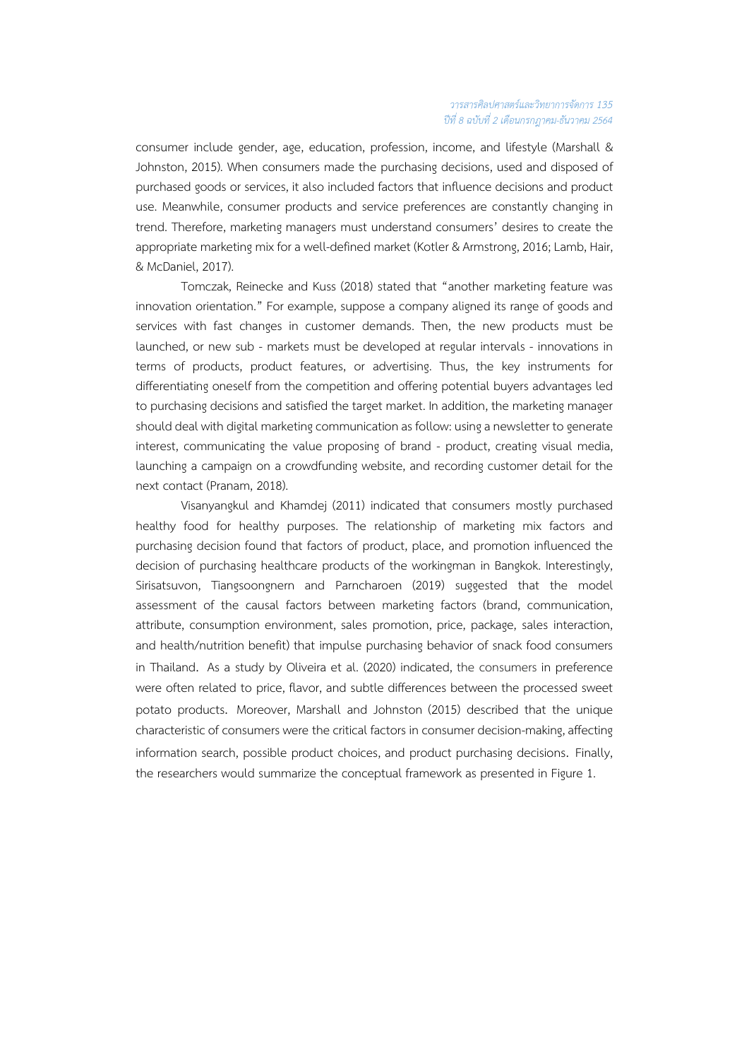consumer include gender, age, education, profession, income, and lifestyle (Marshall & Johnston, 2015). When consumers made the purchasing decisions, used and disposed of purchased goods or services, it also included factors that influence decisions and product use. Meanwhile, consumer products and service preferences are constantly changing in trend. Therefore, marketing managers must understand consumers' desires to create the appropriate marketing mix for a well-defined market (Kotler & Armstrong, 2016; Lamb, Hair, & McDaniel, 2017).

Tomczak, Reinecke and Kuss (2018) stated that "another marketing feature was innovation orientation." For example, suppose a company aligned its range of goods and services with fast changes in customer demands. Then, the new products must be launched, or new sub - markets must be developed at regular intervals - innovations in terms of products, product features, or advertising. Thus, the key instruments for differentiating oneself from the competition and offering potential buyers advantages led to purchasing decisions and satisfied the target market. In addition, the marketing manager should deal with digital marketing communication as follow: using a newsletter to generate interest, communicating the value proposing of brand - product, creating visual media, launching a campaign on a crowdfunding website, and recording customer detail for the next contact (Pranam, 2018).

Visanyangkul and Khamdej (2011) indicated that consumers mostly purchased healthy food for healthy purposes. The relationship of marketing mix factors and purchasing decision found that factors of product, place, and promotion influenced the decision of purchasing healthcare products of the workingman in Bangkok. Interestingly, Sirisatsuvon, Tiangsoongnern and Parncharoen (2019) suggested that the model assessment of the causal factors between marketing factors (brand, communication, attribute, consumption environment, sales promotion, price, package, sales interaction, and health/nutrition benefit) that impulse purchasing behavior of snack food consumers in Thailand. As a study by Oliveira et al. (2020) indicated, the consumers in preference were often related to price, flavor, and subtle differences between the processed sweet potato products. Moreover, Marshall and Johnston (2015) described that the unique characteristic of consumers were the critical factors in consumer decision-making, affecting information search, possible product choices, and product purchasing decisions. Finally, the researchers would summarize the conceptual framework as presented in Figure 1.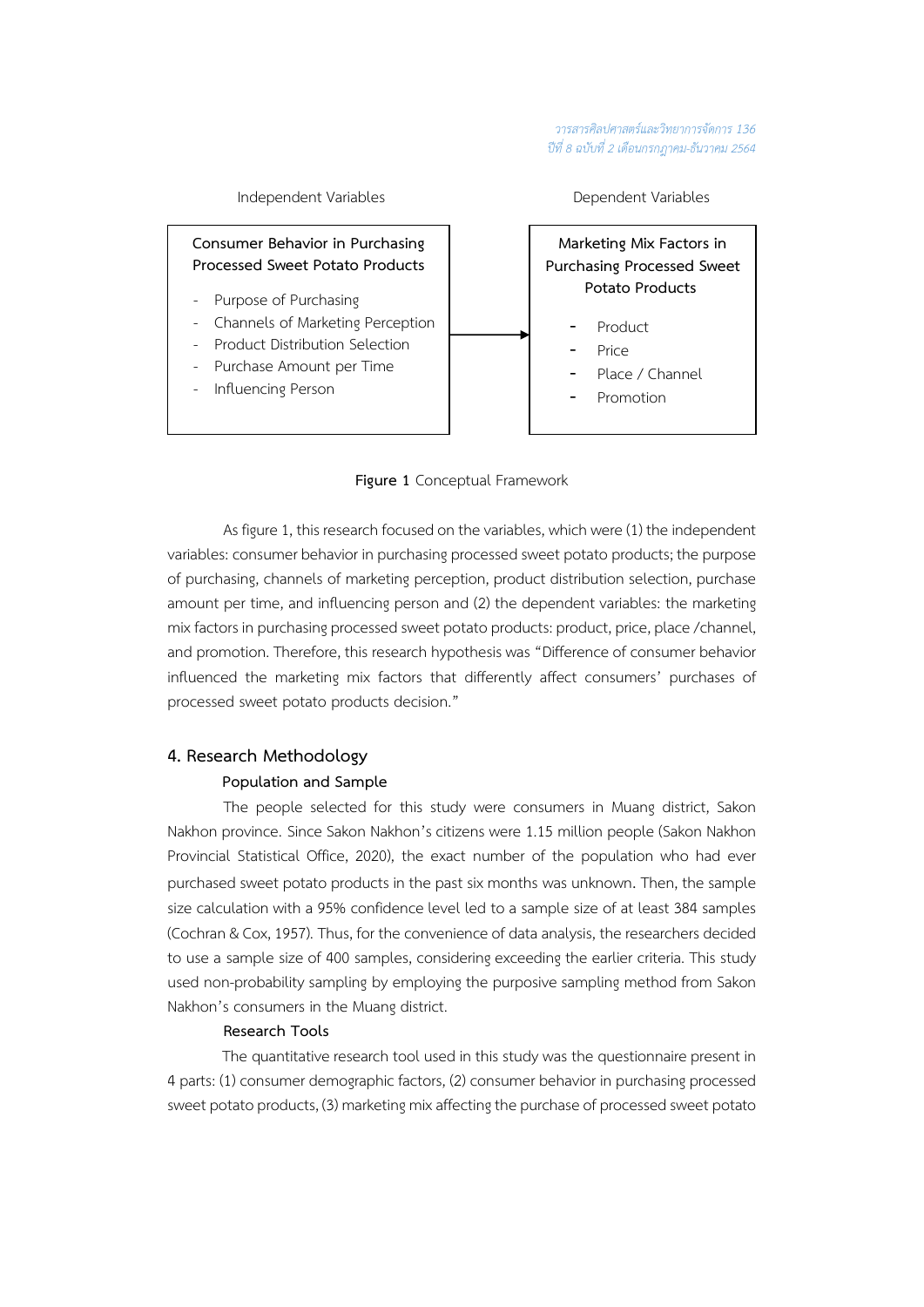| Independent Variables | | Dependent Variables |
|---|---|---|
| **Consumer Behavior in Purchasing Processed Sweet Potato Products**<br>- Purpose of Purchasing<br>- Channels of Marketing Perception<br>- Product Distribution Selection<br>- Purchase Amount per Time<br>- Influencing Person | → | **Marketing Mix Factors in Purchasing Processed Sweet Potato Products**<br>- Product<br>- Price<br>- Place / Channel<br>- Promotion |

**Figure 1** Conceptual Framework

As figure 1, this research focused on the variables, which were (1) the independent variables: consumer behavior in purchasing processed sweet potato products; the purpose of purchasing, channels of marketing perception, product distribution selection, purchase amount per time, and influencing person and (2) the dependent variables: the marketing mix factors in purchasing processed sweet potato products: product, price, place /channel, and promotion. Therefore, this research hypothesis was "Difference of consumer behavior influenced the marketing mix factors that differently affect consumers' purchases of processed sweet potato products decision."

## 4. Research Methodology

### Population and Sample

The people selected for this study were consumers in Muang district, Sakon Nakhon province. Since Sakon Nakhon's citizens were 1.15 million people (Sakon Nakhon Provincial Statistical Office, 2020), the exact number of the population who had ever purchased sweet potato products in the past six months was unknown. Then, the sample size calculation with a 95% confidence level led to a sample size of at least 384 samples (Cochran & Cox, 1957). Thus, for the convenience of data analysis, the researchers decided to use a sample size of 400 samples, considering exceeding the earlier criteria. This study used non-probability sampling by employing the purposive sampling method from Sakon Nakhon's consumers in the Muang district.

### Research Tools

The quantitative research tool used in this study was the questionnaire present in 4 parts: (1) consumer demographic factors, (2) consumer behavior in purchasing processed sweet potato products, (3) marketing mix affecting the purchase of processed sweet potato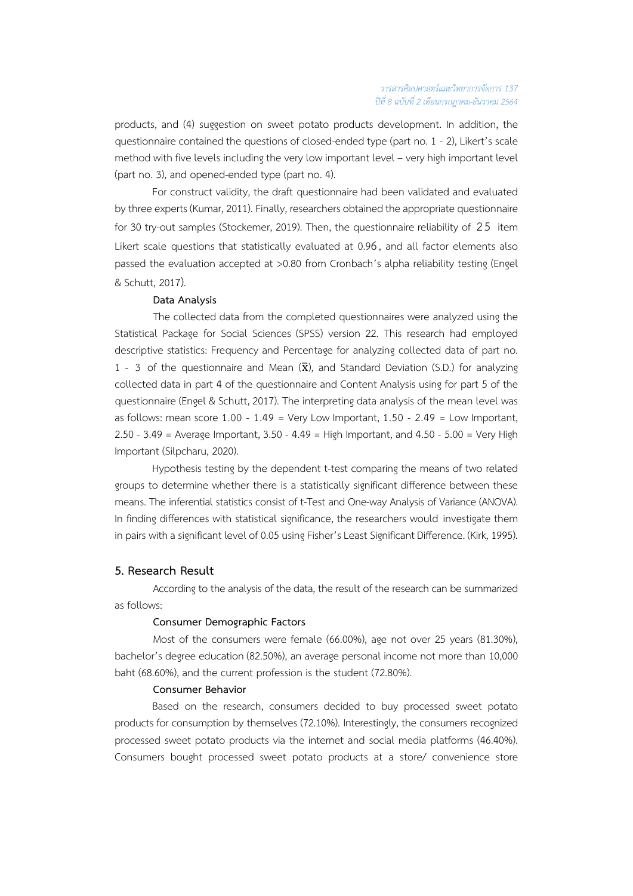products, and (4) suggestion on sweet potato products development. In addition, the questionnaire contained the questions of closed-ended type (part no. 1 - 2), Likert's scale method with five levels including the very low important level – very high important level (part no. 3), and opened-ended type (part no. 4).

For construct validity, the draft questionnaire had been validated and evaluated by three experts (Kumar, 2011). Finally, researchers obtained the appropriate questionnaire for 30 try-out samples (Stockemer, 2019). Then, the questionnaire reliability of 25 item Likert scale questions that statistically evaluated at 0.96, and all factor elements also passed the evaluation accepted at >0.80 from Cronbach's alpha reliability testing (Engel & Schutt, 2017).

**Data Analysis**

The collected data from the completed questionnaires were analyzed using the Statistical Package for Social Sciences (SPSS) version 22. This research had employed descriptive statistics: Frequency and Percentage for analyzing collected data of part no. 1 - 3 of the questionnaire and Mean ($\bar{x}$), and Standard Deviation (S.D.) for analyzing collected data in part 4 of the questionnaire and Content Analysis using for part 5 of the questionnaire (Engel & Schutt, 2017). The interpreting data analysis of the mean level was as follows: mean score 1.00 - 1.49 = Very Low Important, 1.50 - 2.49 = Low Important, 2.50 - 3.49 = Average Important, 3.50 - 4.49 = High Important, and 4.50 - 5.00 = Very High Important (Silpcharu, 2020).

Hypothesis testing by the dependent t-test comparing the means of two related groups to determine whether there is a statistically significant difference between these means. The inferential statistics consist of t-Test and One-way Analysis of Variance (ANOVA). In finding differences with statistical significance, the researchers would investigate them in pairs with a significant level of 0.05 using Fisher's Least Significant Difference. (Kirk, 1995).

## 5. Research Result

According to the analysis of the data, the result of the research can be summarized as follows:

**Consumer Demographic Factors**

Most of the consumers were female (66.00%), age not over 25 years (81.30%), bachelor's degree education (82.50%), an average personal income not more than 10,000 baht (68.60%), and the current profession is the student (72.80%).

**Consumer Behavior**

Based on the research, consumers decided to buy processed sweet potato products for consumption by themselves (72.10%). Interestingly, the consumers recognized processed sweet potato products via the internet and social media platforms (46.40%). Consumers bought processed sweet potato products at a store/ convenience store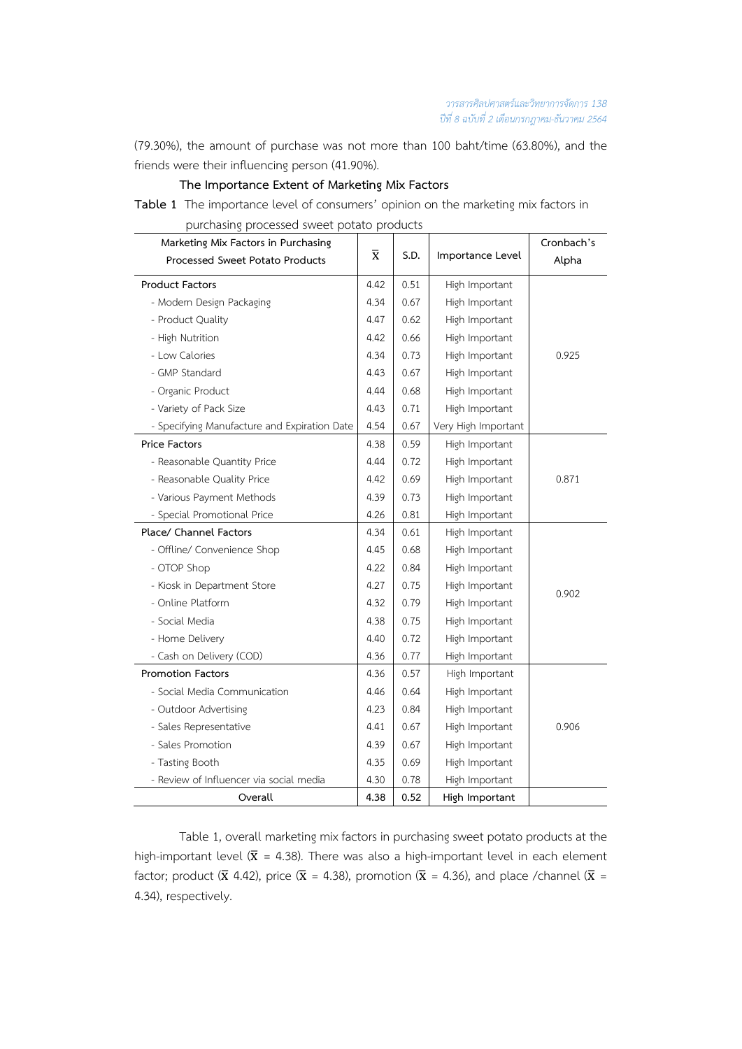(79.30%), the amount of purchase was not more than 100 baht/time (63.80%), and the friends were their influencing person (41.90%).

**The Importance Extent of Marketing Mix Factors**

**Table 1** The importance level of consumers' opinion on the marketing mix factors in purchasing processed sweet potato products

| Marketing Mix Factors in Purchasing Processed Sweet Potato Products | $\bar{X}$ | S.D. | Importance Level | Cronbach's Alpha |
|---|---|---|---|---|
| Product Factors | 4.42 | 0.51 | High Important | 0.925 |
| - Modern Design Packaging | 4.34 | 0.67 | High Important | |
| - Product Quality | 4.47 | 0.62 | High Important | |
| - High Nutrition | 4.42 | 0.66 | High Important | |
| - Low Calories | 4.34 | 0.73 | High Important | |
| - GMP Standard | 4.43 | 0.67 | High Important | |
| - Organic Product | 4.44 | 0.68 | High Important | |
| - Variety of Pack Size | 4.43 | 0.71 | High Important | |
| - Specifying Manufacture and Expiration Date | 4.54 | 0.67 | Very High Important | |
| Price Factors | 4.38 | 0.59 | High Important | 0.871 |
| - Reasonable Quantity Price | 4.44 | 0.72 | High Important | |
| - Reasonable Quality Price | 4.42 | 0.69 | High Important | |
| - Various Payment Methods | 4.39 | 0.73 | High Important | |
| - Special Promotional Price | 4.26 | 0.81 | High Important | |
| Place/ Channel Factors | 4.34 | 0.61 | High Important | 0.902 |
| - Offline/ Convenience Shop | 4.45 | 0.68 | High Important | |
| - OTOP Shop | 4.22 | 0.84 | High Important | |
| - Kiosk in Department Store | 4.27 | 0.75 | High Important | |
| - Online Platform | 4.32 | 0.79 | High Important | |
| - Social Media | 4.38 | 0.75 | High Important | |
| - Home Delivery | 4.40 | 0.72 | High Important | |
| - Cash on Delivery (COD) | 4.36 | 0.77 | High Important | |
| Promotion Factors | 4.36 | 0.57 | High Important | 0.906 |
| - Social Media Communication | 4.46 | 0.64 | High Important | |
| - Outdoor Advertising | 4.23 | 0.84 | High Important | |
| - Sales Representative | 4.41 | 0.67 | High Important | |
| - Sales Promotion | 4.39 | 0.67 | High Important | |
| - Tasting Booth | 4.35 | 0.69 | High Important | |
| - Review of Influencer via social media | 4.30 | 0.78 | High Important | |
| **Overall** | **4.38** | **0.52** | **High Important** | |

Table 1, overall marketing mix factors in purchasing sweet potato products at the high-important level ($\bar{X}$ = 4.38). There was also a high-important level in each element factor; product ($\bar{X}$ 4.42), price ($\bar{X}$ = 4.38), promotion ($\bar{X}$ = 4.36), and place /channel ($\bar{X}$ = 4.34), respectively.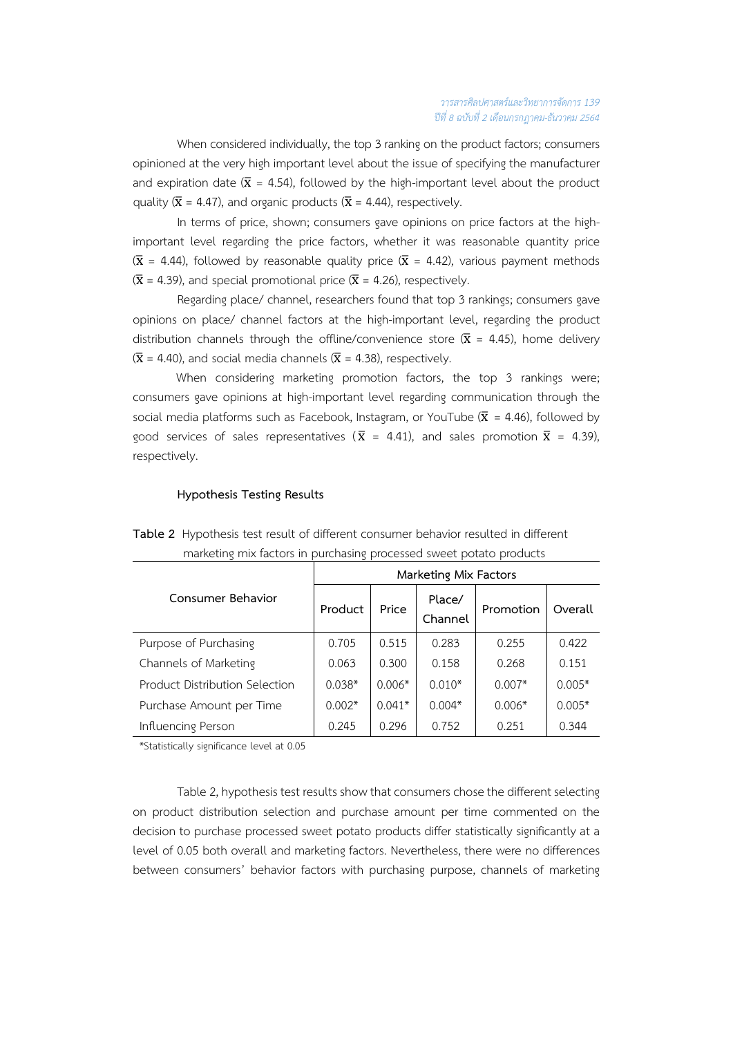When considered individually, the top 3 ranking on the product factors; consumers opinioned at the very high important level about the issue of specifying the manufacturer and expiration date ($\bar{x}$ = 4.54), followed by the high-important level about the product quality ($\bar{x}$ = 4.47), and organic products ($\bar{x}$ = 4.44), respectively.

In terms of price, shown; consumers gave opinions on price factors at the high-important level regarding the price factors, whether it was reasonable quantity price ($\bar{x}$ = 4.44), followed by reasonable quality price ($\bar{x}$ = 4.42), various payment methods ($\bar{x}$ = 4.39), and special promotional price ($\bar{x}$ = 4.26), respectively.

Regarding place/ channel, researchers found that top 3 rankings; consumers gave opinions on place/ channel factors at the high-important level, regarding the product distribution channels through the offline/convenience store ($\bar{x}$ = 4.45), home delivery ($\bar{x}$ = 4.40), and social media channels ($\bar{x}$ = 4.38), respectively.

When considering marketing promotion factors, the top 3 rankings were; consumers gave opinions at high-important level regarding communication through the social media platforms such as Facebook, Instagram, or YouTube ($\bar{x}$ = 4.46), followed by good services of sales representatives ($\bar{x}$ = 4.41), and sales promotion $\bar{x}$ = 4.39), respectively.

**Hypothesis Testing Results**

**Table 2** Hypothesis test result of different consumer behavior resulted in different marketing mix factors in purchasing processed sweet potato products

| Consumer Behavior | Marketing Mix Factors | | | | |
|---|---|---|---|---|---|
| | Product | Price | Place/ Channel | Promotion | Overall |
| Purpose of Purchasing | 0.705 | 0.515 | 0.283 | 0.255 | 0.422 |
| Channels of Marketing | 0.063 | 0.300 | 0.158 | 0.268 | 0.151 |
| Product Distribution Selection | 0.038* | 0.006* | 0.010* | 0.007* | 0.005* |
| Purchase Amount per Time | 0.002* | 0.041* | 0.004* | 0.006* | 0.005* |
| Influencing Person | 0.245 | 0.296 | 0.752 | 0.251 | 0.344 |

*Statistically significance level at 0.05

Table 2, hypothesis test results show that consumers chose the different selecting on product distribution selection and purchase amount per time commented on the decision to purchase processed sweet potato products differ statistically significantly at a level of 0.05 both overall and marketing factors. Nevertheless, there were no differences between consumers' behavior factors with purchasing purpose, channels of marketing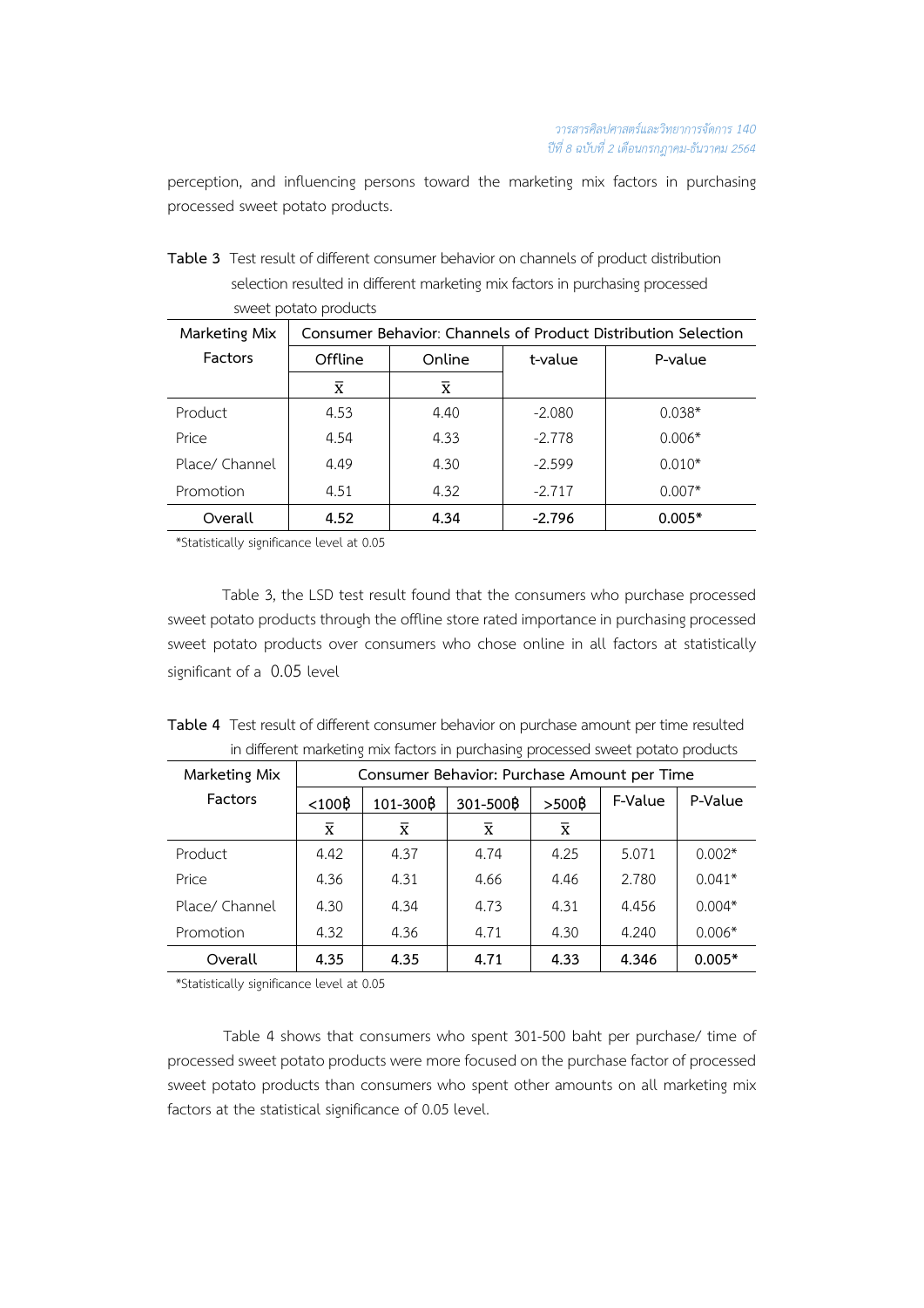perception, and influencing persons toward the marketing mix factors in purchasing processed sweet potato products.

**Table 3** Test result of different consumer behavior on channels of product distribution selection resulted in different marketing mix factors in purchasing processed sweet potato products

| Marketing Mix Factors | Consumer Behavior: Channels of Product Distribution Selection | | | |
|---|---|---|---|---|
| | Offline | Online | t-value | P-value |
| | $\bar{x}$ | $\bar{x}$ | | |
| Product | 4.53 | 4.40 | -2.080 | 0.038* |
| Price | 4.54 | 4.33 | -2.778 | 0.006* |
| Place/ Channel | 4.49 | 4.30 | -2.599 | 0.010* |
| Promotion | 4.51 | 4.32 | -2.717 | 0.007* |
| **Overall** | **4.52** | **4.34** | **-2.796** | **0.005*** |

*Statistically significance level at 0.05

Table 3, the LSD test result found that the consumers who purchase processed sweet potato products through the offline store rated importance in purchasing processed sweet potato products over consumers who chose online in all factors at statistically significant of a 0.05 level

**Table 4** Test result of different consumer behavior on purchase amount per time resulted in different marketing mix factors in purchasing processed sweet potato products

| Marketing Mix Factors | Consumer Behavior: Purchase Amount per Time | | | | | |
|---|---|---|---|---|---|---|
| | <100฿ | 101-300฿ | 301-500฿ | >500฿ | F-Value | P-Value |
| | $\bar{x}$ | $\bar{x}$ | $\bar{x}$ | $\bar{x}$ | | |
| Product | 4.42 | 4.37 | 4.74 | 4.25 | 5.071 | 0.002* |
| Price | 4.36 | 4.31 | 4.66 | 4.46 | 2.780 | 0.041* |
| Place/ Channel | 4.30 | 4.34 | 4.73 | 4.31 | 4.456 | 0.004* |
| Promotion | 4.32 | 4.36 | 4.71 | 4.30 | 4.240 | 0.006* |
| **Overall** | **4.35** | **4.35** | **4.71** | **4.33** | **4.346** | **0.005*** |

*Statistically significance level at 0.05

Table 4 shows that consumers who spent 301-500 baht per purchase/ time of processed sweet potato products were more focused on the purchase factor of processed sweet potato products than consumers who spent other amounts on all marketing mix factors at the statistical significance of 0.05 level.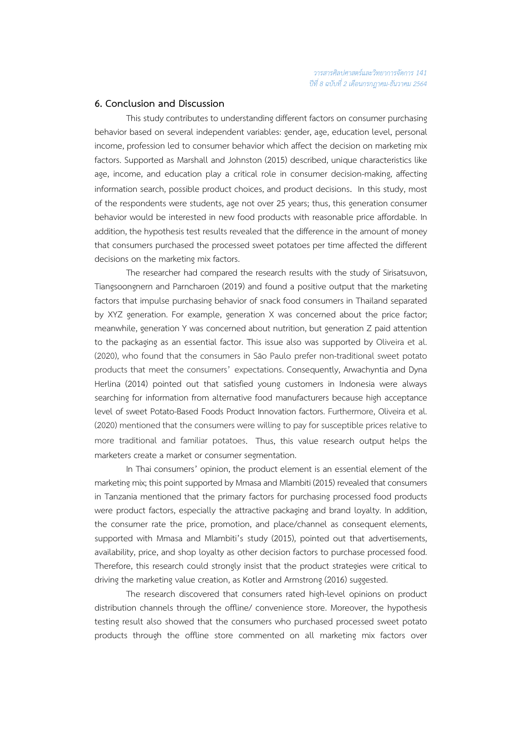## 6. Conclusion and Discussion

This study contributes to understanding different factors on consumer purchasing behavior based on several independent variables: gender, age, education level, personal income, profession led to consumer behavior which affect the decision on marketing mix factors. Supported as Marshall and Johnston (2015) described, unique characteristics like age, income, and education play a critical role in consumer decision-making, affecting information search, possible product choices, and product decisions. In this study, most of the respondents were students, age not over 25 years; thus, this generation consumer behavior would be interested in new food products with reasonable price affordable. In addition, the hypothesis test results revealed that the difference in the amount of money that consumers purchased the processed sweet potatoes per time affected the different decisions on the marketing mix factors.

The researcher had compared the research results with the study of Sirisatsuvon, Tiangsoongnern and Parncharoen (2019) and found a positive output that the marketing factors that impulse purchasing behavior of snack food consumers in Thailand separated by XYZ generation. For example, generation X was concerned about the price factor; meanwhile, generation Y was concerned about nutrition, but generation Z paid attention to the packaging as an essential factor. This issue also was supported by Oliveira et al. (2020), who found that the consumers in São Paulo prefer non-traditional sweet potato products that meet the consumers' expectations. Consequently, Arwachyntia and Dyna Herlina (2014) pointed out that satisfied young customers in Indonesia were always searching for information from alternative food manufacturers because high acceptance level of sweet Potato-Based Foods Product Innovation factors. Furthermore, Oliveira et al. (2020) mentioned that the consumers were willing to pay for susceptible prices relative to more traditional and familiar potatoes. Thus, this value research output helps the marketers create a market or consumer segmentation.

In Thai consumers' opinion, the product element is an essential element of the marketing mix; this point supported by Mmasa and Mlambiti (2015) revealed that consumers in Tanzania mentioned that the primary factors for purchasing processed food products were product factors, especially the attractive packaging and brand loyalty. In addition, the consumer rate the price, promotion, and place/channel as consequent elements, supported with Mmasa and Mlambiti's study (2015), pointed out that advertisements, availability, price, and shop loyalty as other decision factors to purchase processed food. Therefore, this research could strongly insist that the product strategies were critical to driving the marketing value creation, as Kotler and Armstrong (2016) suggested.

The research discovered that consumers rated high-level opinions on product distribution channels through the offline/ convenience store. Moreover, the hypothesis testing result also showed that the consumers who purchased processed sweet potato products through the offline store commented on all marketing mix factors over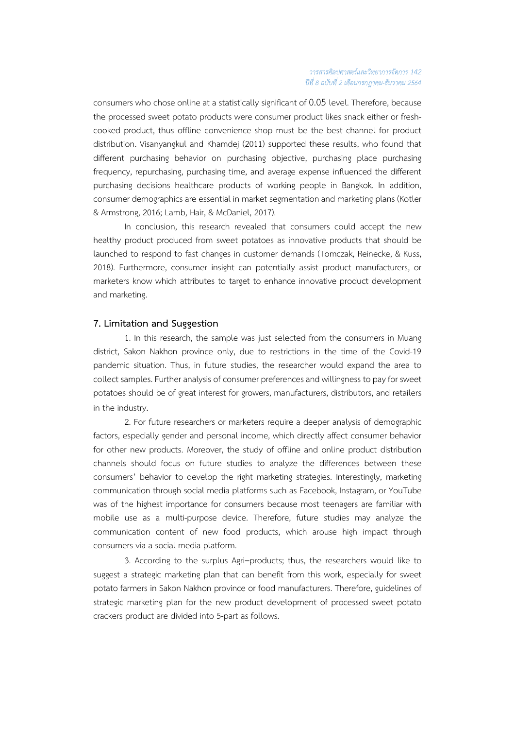consumers who chose online at a statistically significant of 0.05 level. Therefore, because the processed sweet potato products were consumer product likes snack either or fresh-cooked product, thus offline convenience shop must be the best channel for product distribution. Visanyangkul and Khamdej (2011) supported these results, who found that different purchasing behavior on purchasing objective, purchasing place purchasing frequency, repurchasing, purchasing time, and average expense influenced the different purchasing decisions healthcare products of working people in Bangkok. In addition, consumer demographics are essential in market segmentation and marketing plans (Kotler & Armstrong, 2016; Lamb, Hair, & McDaniel, 2017).

In conclusion, this research revealed that consumers could accept the new healthy product produced from sweet potatoes as innovative products that should be launched to respond to fast changes in customer demands (Tomczak, Reinecke, & Kuss, 2018). Furthermore, consumer insight can potentially assist product manufacturers, or marketers know which attributes to target to enhance innovative product development and marketing.

## 7. Limitation and Suggestion

1. In this research, the sample was just selected from the consumers in Muang district, Sakon Nakhon province only, due to restrictions in the time of the Covid-19 pandemic situation. Thus, in future studies, the researcher would expand the area to collect samples. Further analysis of consumer preferences and willingness to pay for sweet potatoes should be of great interest for growers, manufacturers, distributors, and retailers in the industry.

2. For future researchers or marketers require a deeper analysis of demographic factors, especially gender and personal income, which directly affect consumer behavior for other new products. Moreover, the study of offline and online product distribution channels should focus on future studies to analyze the differences between these consumers' behavior to develop the right marketing strategies. Interestingly, marketing communication through social media platforms such as Facebook, Instagram, or YouTube was of the highest importance for consumers because most teenagers are familiar with mobile use as a multi-purpose device. Therefore, future studies may analyze the communication content of new food products, which arouse high impact through consumers via a social media platform.

3. According to the surplus Agri–products; thus, the researchers would like to suggest a strategic marketing plan that can benefit from this work, especially for sweet potato farmers in Sakon Nakhon province or food manufacturers. Therefore, guidelines of strategic marketing plan for the new product development of processed sweet potato crackers product are divided into 5-part as follows.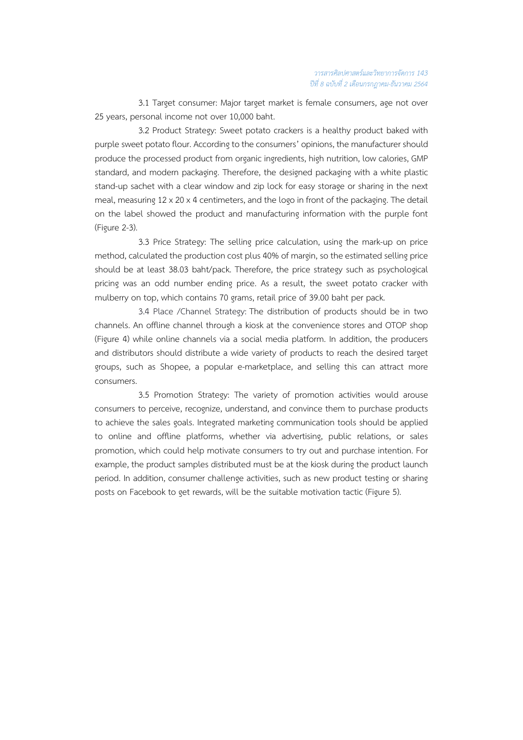3.1 Target consumer: Major target market is female consumers, age not over 25 years, personal income not over 10,000 baht.

3.2 Product Strategy: Sweet potato crackers is a healthy product baked with purple sweet potato flour. According to the consumers' opinions, the manufacturer should produce the processed product from organic ingredients, high nutrition, low calories, GMP standard, and modern packaging. Therefore, the designed packaging with a white plastic stand-up sachet with a clear window and zip lock for easy storage or sharing in the next meal, measuring 12 x 20 x 4 centimeters, and the logo in front of the packaging. The detail on the label showed the product and manufacturing information with the purple font (Figure 2-3).

3.3 Price Strategy: The selling price calculation, using the mark-up on price method, calculated the production cost plus 40% of margin, so the estimated selling price should be at least 38.03 baht/pack. Therefore, the price strategy such as psychological pricing was an odd number ending price. As a result, the sweet potato cracker with mulberry on top, which contains 70 grams, retail price of 39.00 baht per pack.

3.4 Place /Channel Strategy: The distribution of products should be in two channels. An offline channel through a kiosk at the convenience stores and OTOP shop (Figure 4) while online channels via a social media platform. In addition, the producers and distributors should distribute a wide variety of products to reach the desired target groups, such as Shopee, a popular e-marketplace, and selling this can attract more consumers.

3.5 Promotion Strategy: The variety of promotion activities would arouse consumers to perceive, recognize, understand, and convince them to purchase products to achieve the sales goals. Integrated marketing communication tools should be applied to online and offline platforms, whether via advertising, public relations, or sales promotion, which could help motivate consumers to try out and purchase intention. For example, the product samples distributed must be at the kiosk during the product launch period. In addition, consumer challenge activities, such as new product testing or sharing posts on Facebook to get rewards, will be the suitable motivation tactic (Figure 5).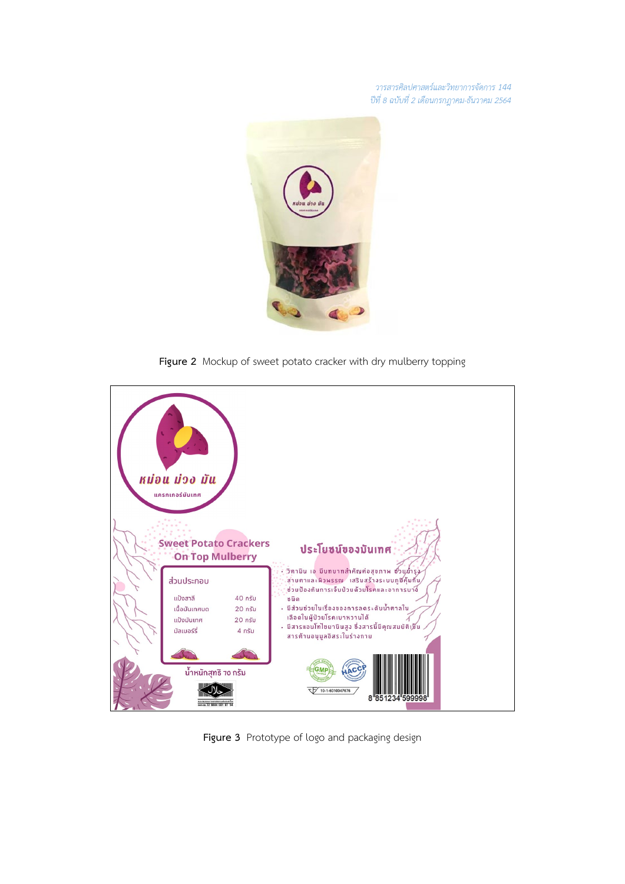Figure 2 Mockup of sweet potato cracker with dry mulberry topping

Figure 3 Prototype of logo and packaging design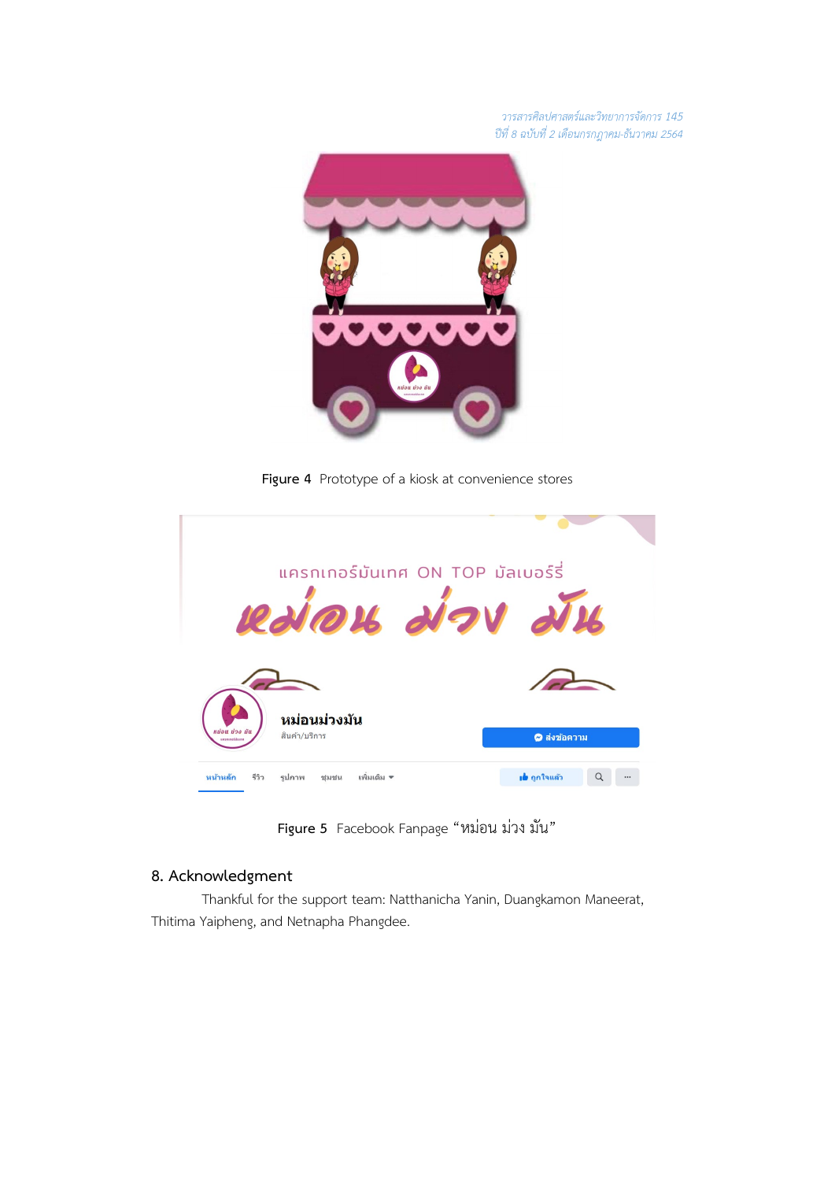Figure 4 Prototype of a kiosk at convenience stores

Figure 5 Facebook Fanpage “หม่อน ม่วง มัน”

## 8. Acknowledgment

Thankful for the support team: Natthanicha Yanin, Duangkamon Maneerat, Thitima Yaipheng, and Netnapha Phangdee.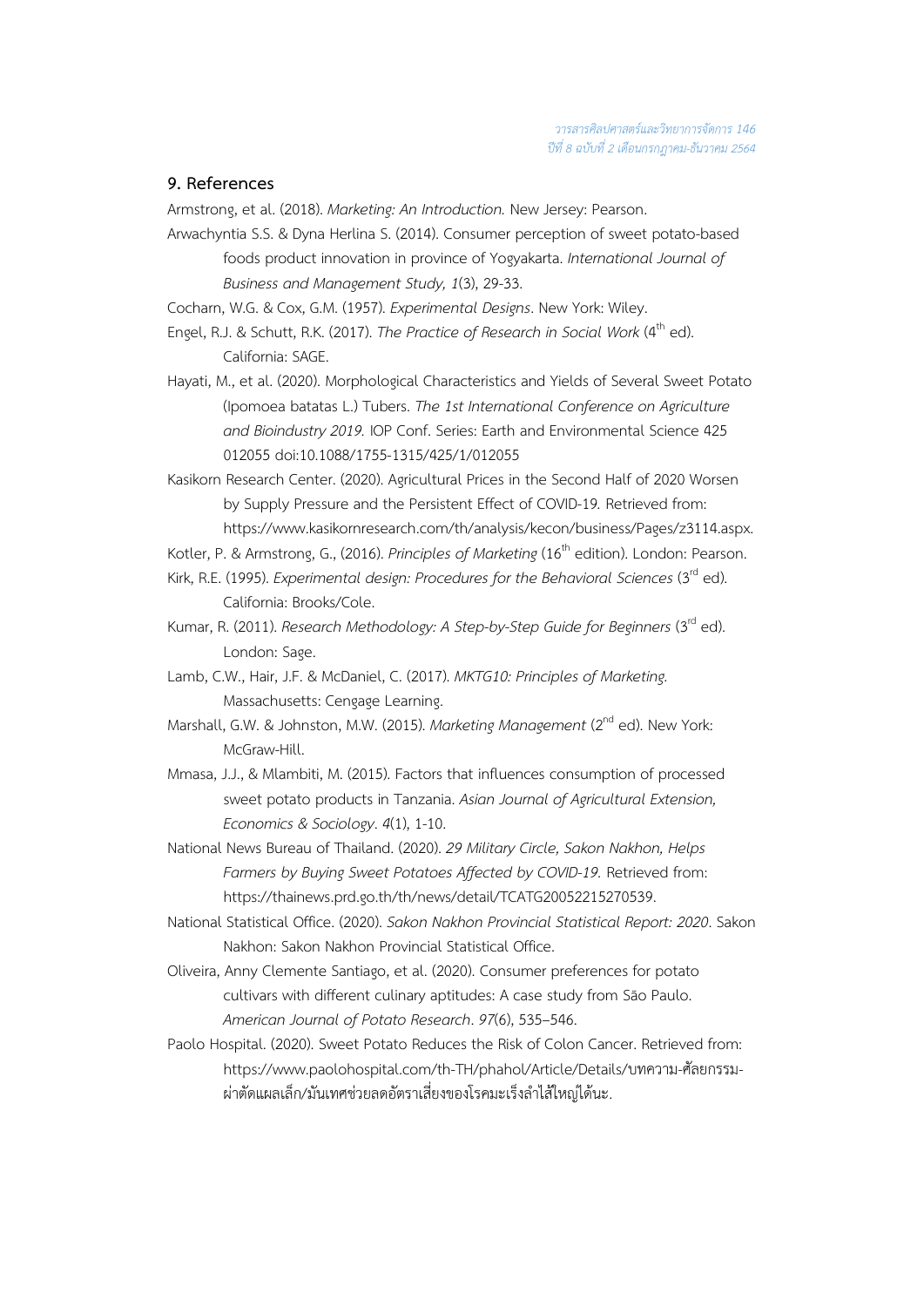## 9. References

Armstrong, et al. (2018). *Marketing: An Introduction.* New Jersey: Pearson.

Arwachyntia S.S. & Dyna Herlina S. (2014). Consumer perception of sweet potato-based foods product innovation in province of Yogyakarta. *International Journal of Business and Management Study, 1*(3), 29-33.

Cocharn, W.G. & Cox, G.M. (1957). *Experimental Designs*. New York: Wiley.

Engel, R.J. & Schutt, R.K. (2017). *The Practice of Research in Social Work* (4th ed). California: SAGE.

Hayati, M., et al. (2020). Morphological Characteristics and Yields of Several Sweet Potato (Ipomoea batatas L.) Tubers. *The 1st International Conference on Agriculture and Bioindustry 2019.* IOP Conf. Series: Earth and Environmental Science 425 012055 doi:10.1088/1755-1315/425/1/012055

Kasikorn Research Center. (2020). Agricultural Prices in the Second Half of 2020 Worsen by Supply Pressure and the Persistent Effect of COVID-19. Retrieved from: https://www.kasikornresearch.com/th/analysis/kecon/business/Pages/z3114.aspx.

Kotler, P. & Armstrong, G., (2016). *Principles of Marketing* (16th edition). London: Pearson.

Kirk, R.E. (1995). *Experimental design: Procedures for the Behavioral Sciences* (3rd ed). California: Brooks/Cole.

Kumar, R. (2011). *Research Methodology: A Step-by-Step Guide for Beginners* (3rd ed). London: Sage.

Lamb, C.W., Hair, J.F. & McDaniel, C. (2017). *MKTG10: Principles of Marketing.* Massachusetts: Cengage Learning.

Marshall, G.W. & Johnston, M.W. (2015). *Marketing Management* (2nd ed). New York: McGraw-Hill.

Mmasa, J.J., & Mlambiti, M. (2015). Factors that influences consumption of processed sweet potato products in Tanzania. *Asian Journal of Agricultural Extension, Economics & Sociology*. *4*(1), 1-10.

National News Bureau of Thailand. (2020). *29 Military Circle, Sakon Nakhon, Helps Farmers by Buying Sweet Potatoes Affected by COVID-19.* Retrieved from: https://thainews.prd.go.th/th/news/detail/TCATG20052215270539.

National Statistical Office. (2020). *Sakon Nakhon Provincial Statistical Report: 2020*. Sakon Nakhon: Sakon Nakhon Provincial Statistical Office.

Oliveira, Anny Clemente Santiago, et al. (2020). Consumer preferences for potato cultivars with different culinary aptitudes: A case study from São Paulo. *American Journal of Potato Research*. *97*(6), 535–546.

Paolo Hospital. (2020). Sweet Potato Reduces the Risk of Colon Cancer. Retrieved from: https://www.paolohospital.com/th-TH/phahol/Article/Details/บทความ-ศัลยกรรม-ผ่าตัดแผลเล็ก/มันเทศช่วยลดอัตราเสี่ยงของโรคมะเร็งลำไส้ใหญ่ได้นะ.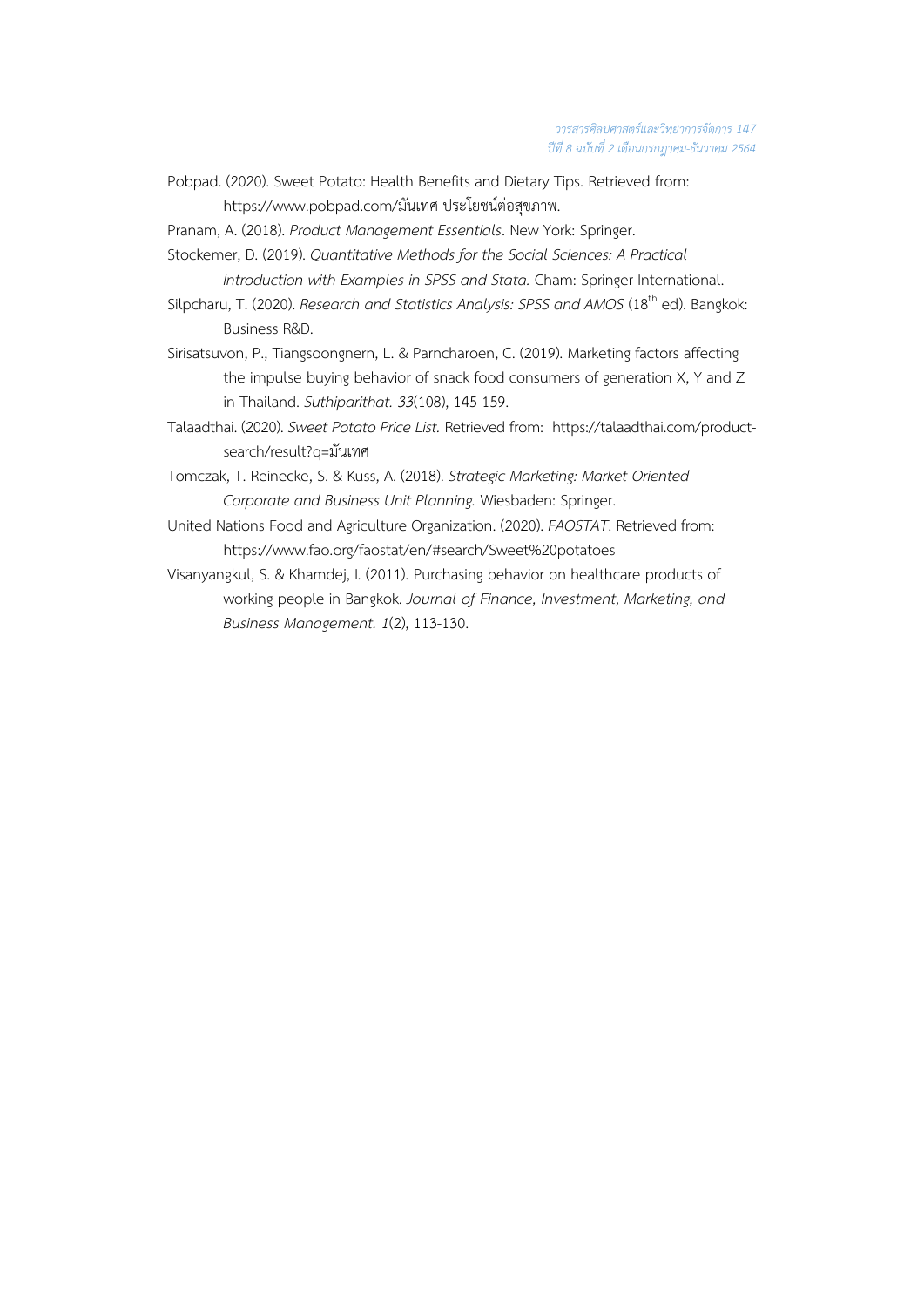Pobpad. (2020). Sweet Potato: Health Benefits and Dietary Tips. Retrieved from: https://www.pobpad.com/มันเทศ-ประโยชน์ต่อสุขภาพ.

Pranam, A. (2018). *Product Management Essentials*. New York: Springer.

Stockemer, D. (2019). *Quantitative Methods for the Social Sciences: A Practical Introduction with Examples in SPSS and Stata.* Cham: Springer International.

Silpcharu, T. (2020). *Research and Statistics Analysis: SPSS and AMOS* (18th ed). Bangkok: Business R&D.

Sirisatsuvon, P., Tiangsoongnern, L. & Parncharoen, C. (2019). Marketing factors affecting the impulse buying behavior of snack food consumers of generation X, Y and Z in Thailand. *Suthiparithat. 33*(108), 145-159.

Talaadthai. (2020). *Sweet Potato Price List.* Retrieved from: https://talaadthai.com/product-search/result?q=มันเทศ

Tomczak, T. Reinecke, S. & Kuss, A. (2018). *Strategic Marketing: Market-Oriented Corporate and Business Unit Planning.* Wiesbaden: Springer.

United Nations Food and Agriculture Organization. (2020). *FAOSTAT*. Retrieved from: https://www.fao.org/faostat/en/#search/Sweet%20potatoes

Visanyangkul, S. & Khamdej, I. (2011). Purchasing behavior on healthcare products of working people in Bangkok. *Journal of Finance, Investment, Marketing, and Business Management. 1*(2), 113-130.